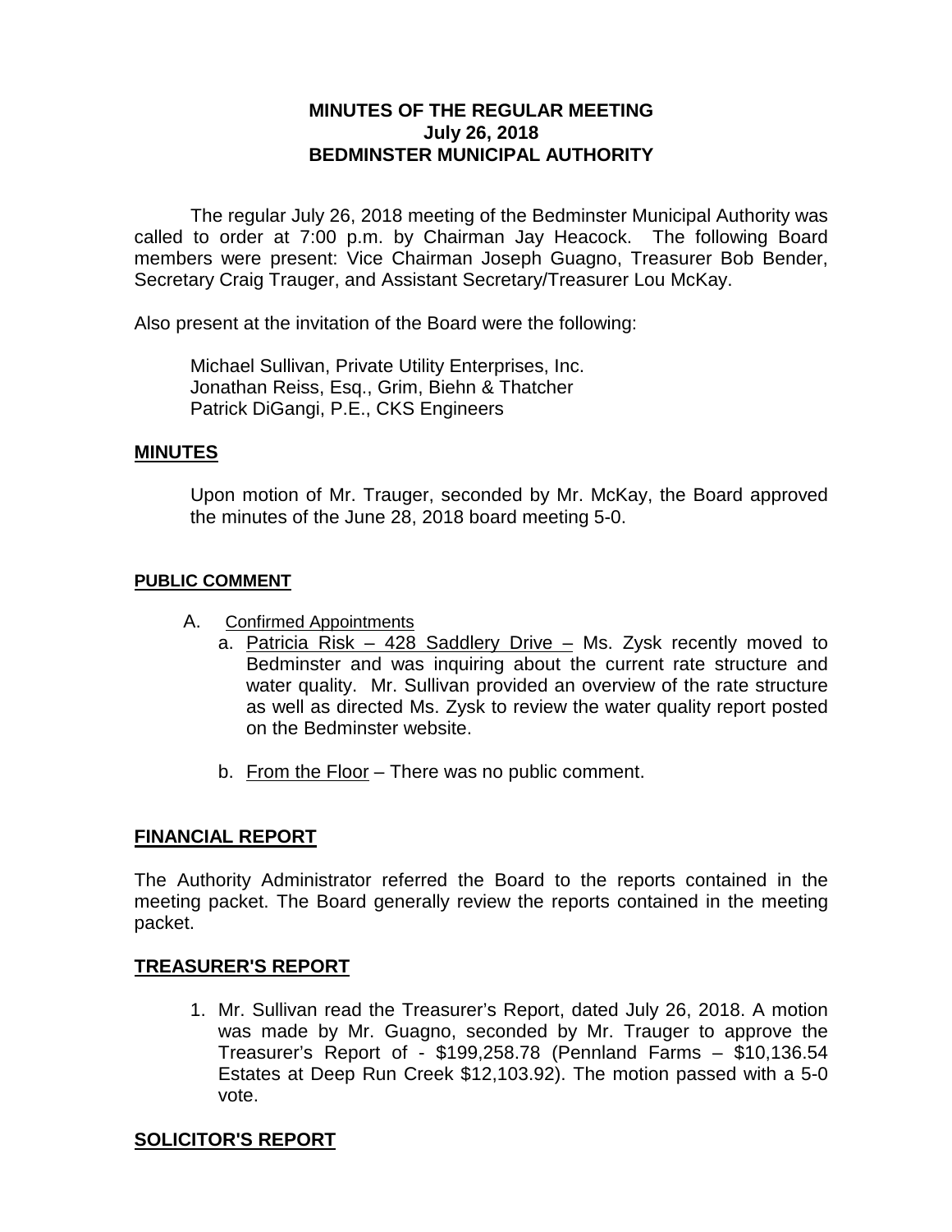**MINUTES OF THE REGULAR MEETING**
**July 26, 2018**
**BEDMINSTER MUNICIPAL AUTHORITY**

The regular July 26, 2018 meeting of the Bedminster Municipal Authority was called to order at 7:00 p.m. by Chairman Jay Heacock. The following Board members were present: Vice Chairman Joseph Guagno, Treasurer Bob Bender, Secretary Craig Trauger, and Assistant Secretary/Treasurer Lou McKay.

Also present at the invitation of the Board were the following:

Michael Sullivan, Private Utility Enterprises, Inc.
Jonathan Reiss, Esq., Grim, Biehn & Thatcher
Patrick DiGangi, P.E., CKS Engineers

## MINUTES

Upon motion of Mr. Trauger, seconded by Mr. McKay, the Board approved the minutes of the June 28, 2018 board meeting 5-0.

## PUBLIC COMMENT

A. Confirmed Appointments
   a. Patricia Risk – 428 Saddlery Drive – Ms. Zysk recently moved to Bedminster and was inquiring about the current rate structure and water quality. Mr. Sullivan provided an overview of the rate structure as well as directed Ms. Zysk to review the water quality report posted on the Bedminster website.

   b. From the Floor – There was no public comment.

## FINANCIAL REPORT

The Authority Administrator referred the Board to the reports contained in the meeting packet. The Board generally review the reports contained in the meeting packet.

## TREASURER'S REPORT

1. Mr. Sullivan read the Treasurer's Report, dated July 26, 2018. A motion was made by Mr. Guagno, seconded by Mr. Trauger to approve the Treasurer's Report of - $199,258.78 (Pennland Farms – $10,136.54 Estates at Deep Run Creek $12,103.92). The motion passed with a 5-0 vote.

## SOLICITOR'S REPORT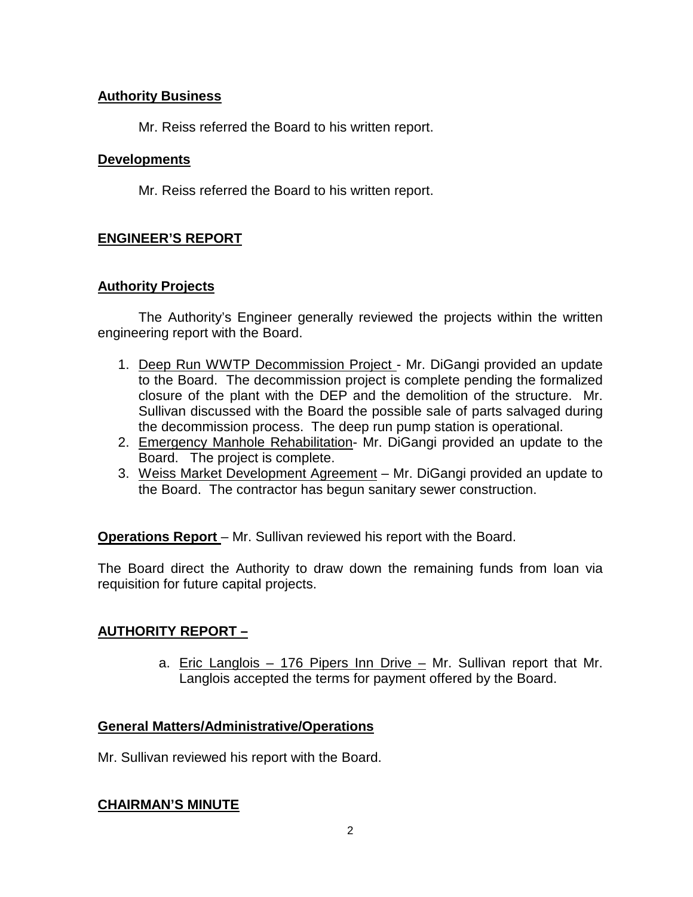### **Authority Business**

Mr. Reiss referred the Board to his written report.

### **Developments**

Mr. Reiss referred the Board to his written report.

## **ENGINEER'S REPORT**

### **Authority Projects**

The Authority's Engineer generally reviewed the projects within the written engineering report with the Board.

1. Deep Run WWTP Decommission Project - Mr. DiGangi provided an update to the Board. The decommission project is complete pending the formalized closure of the plant with the DEP and the demolition of the structure. Mr. Sullivan discussed with the Board the possible sale of parts salvaged during the decommission process. The deep run pump station is operational.
2. Emergency Manhole Rehabilitation- Mr. DiGangi provided an update to the Board. The project is complete.
3. Weiss Market Development Agreement – Mr. DiGangi provided an update to the Board. The contractor has begun sanitary sewer construction.

**Operations Report** – Mr. Sullivan reviewed his report with the Board.

The Board direct the Authority to draw down the remaining funds from loan via requisition for future capital projects.

## **AUTHORITY REPORT –**

a. Eric Langlois – 176 Pipers Inn Drive – Mr. Sullivan report that Mr. Langlois accepted the terms for payment offered by the Board.

### **General Matters/Administrative/Operations**

Mr. Sullivan reviewed his report with the Board.

## **CHAIRMAN'S MINUTE**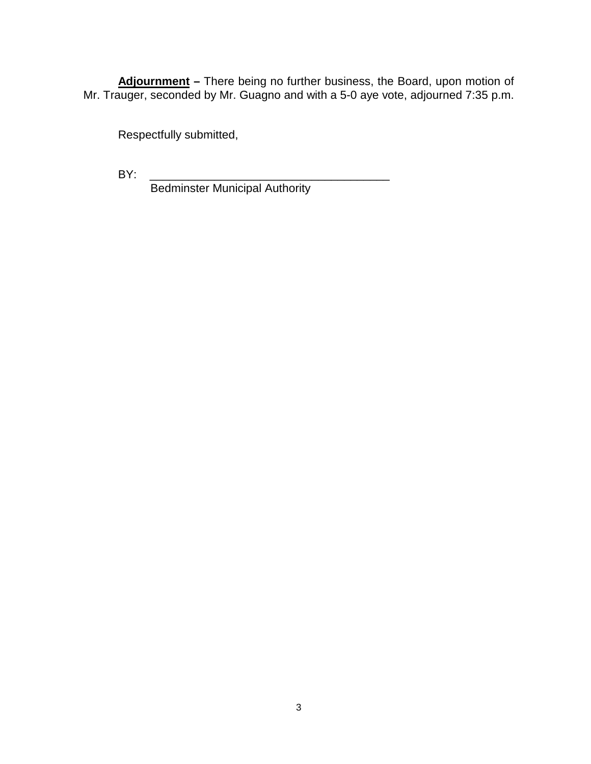**<u>Adjournment</u> –** There being no further business, the Board, upon motion of Mr. Trauger, seconded by Mr. Guagno and with a 5-0 aye vote, adjourned 7:35 p.m.

Respectfully submitted,

BY: \_\_\_\_\_\_\_\_\_\_\_\_\_\_\_\_\_\_\_\_\_\_\_\_\_\_\_\_\_\_\_\_\_\_\_\_\_\_\_
Bedminster Municipal Authority